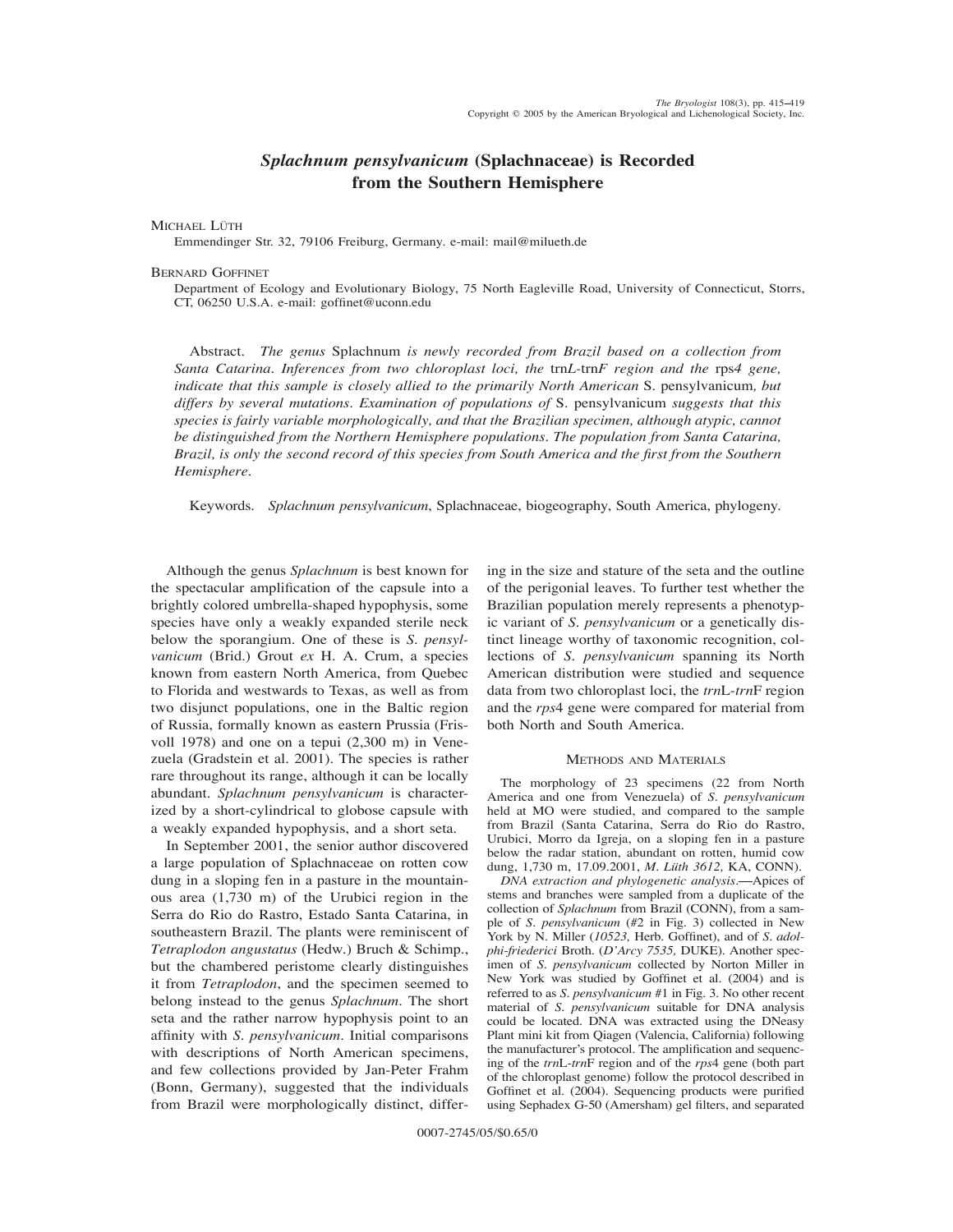# *Splachnum pensylvanicum* (Splachnaceae) is Recorded from the Southern Hemisphere

MICHAEL LÜTH

Emmendinger Str. 32, 79106 Freiburg, Germany. e-mail: mail@milueth.de

BERNARD GOFFINET

Department of Ecology and Evolutionary Biology, 75 North Eagleville Road, University of Connecticut, Storrs, CT, 06250 U.S.A. e-mail: goffinet@uconn.edu

Abstract. *The genus* Splachnum *is newly recorded from Brazil based on a collection from Santa Catarina. Inferences from two chloroplast loci, the* trnL-trnF *region and the* rps4 *gene, indicate that this sample is closely allied to the primarily North American* S. pensylvanicum*, but differs by several mutations. Examination of populations of* S. pensylvanicum *suggests that this species is fairly variable morphologically, and that the Brazilian specimen, although atypic, cannot be distinguished from the Northern Hemisphere populations. The population from Santa Catarina, Brazil, is only the second record of this species from South America and the first from the Southern Hemisphere.*

Keywords. *Splachnum pensylvanicum*, Splachnaceae, biogeography, South America, phylogeny.

Although the genus *Splachnum* is best known for the spectacular amplification of the capsule into a brightly colored umbrella-shaped hypophysis, some species have only a weakly expanded sterile neck below the sporangium. One of these is *S. pensylvanicum* (Brid.) Grout *ex* H. A. Crum, a species known from eastern North America, from Quebec to Florida and westwards to Texas, as well as from two disjunct populations, one in the Baltic region of Russia, formally known as eastern Prussia (Frisvoll 1978) and one on a tepui (2,300 m) in Venezuela (Gradstein et al. 2001). The species is rather rare throughout its range, although it can be locally abundant. *Splachnum pensylvanicum* is characterized by a short-cylindrical to globose capsule with a weakly expanded hypophysis, and a short seta.

In September 2001, the senior author discovered a large population of Splachnaceae on rotten cow dung in a sloping fen in a pasture in the mountainous area (1,730 m) of the Urubici region in the Serra do Rio do Rastro, Estado Santa Catarina, in southeastern Brazil. The plants were reminiscent of *Tetraplodon angustatus* (Hedw.) Bruch & Schimp., but the chambered peristome clearly distinguishes it from *Tetraplodon*, and the specimen seemed to belong instead to the genus *Splachnum*. The short seta and the rather narrow hypophysis point to an affinity with *S. pensylvanicum*. Initial comparisons with descriptions of North American specimens, and few collections provided by Jan-Peter Frahm (Bonn, Germany), suggested that the individuals from Brazil were morphologically distinct, differing in the size and stature of the seta and the outline of the perigonial leaves. To further test whether the Brazilian population merely represents a phenotypic variant of *S. pensylvanicum* or a genetically distinct lineage worthy of taxonomic recognition, collections of *S. pensylvanicum* spanning its North American distribution were studied and sequence data from two chloroplast loci, the *trn*L-*trn*F region and the *rps*4 gene were compared for material from both North and South America.

## METHODS AND MATERIALS

The morphology of 23 specimens (22 from North America and one from Venezuela) of *S. pensylvanicum* held at MO were studied, and compared to the sample from Brazil (Santa Catarina, Serra do Rio do Rastro, Urubici, Morro da Igreja, on a sloping fen in a pasture below the radar station, abundant on rotten, humid cow dung, 1,730 m, 17.09.2001, *M. Lüth 3612,* KA, CONN).

*DNA extraction and phylogenetic analysis*.—Apices of stems and branches were sampled from a duplicate of the collection of *Splachnum* from Brazil (CONN), from a sample of *S. pensylvanicum* (#2 in Fig. 3) collected in New York by N. Miller (*10523,* Herb. Goffinet), and of *S. adolphi-friederici* Broth. (*D'Arcy 7535,* DUKE). Another specimen of *S. pensylvanicum* collected by Norton Miller in New York was studied by Goffinet et al. (2004) and is referred to as *S. pensylvanicum* #1 in Fig. 3. No other recent material of *S. pensylvanicum* suitable for DNA analysis could be located. DNA was extracted using the DNeasy Plant mini kit from Qiagen (Valencia, California) following the manufacturer's protocol. The amplification and sequencing of the *trn*L-*trn*F region and of the *rps*4 gene (both part of the chloroplast genome) follow the protocol described in Goffinet et al. (2004). Sequencing products were purified using Sephadex G-50 (Amersham) gel filters, and separated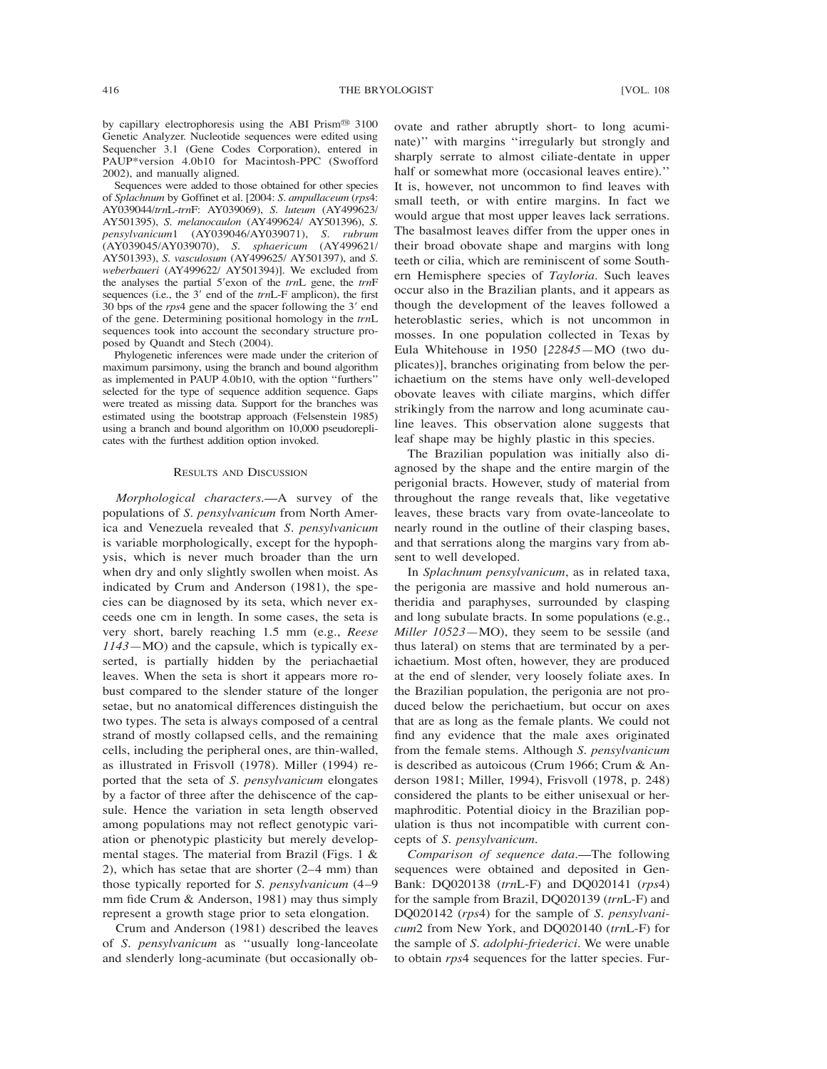by capillary electrophoresis using the ABI Prism® 3100 Genetic Analyzer. Nucleotide sequences were edited using Sequencher 3.1 (Gene Codes Corporation), entered in PAUP*version 4.0b10 for Macintosh-PPC (Swofford 2002), and manually aligned.

Sequences were added to those obtained for other species of *Splachnum* by Goffinet et al. [2004: *S. ampullaceum* (*rps*4: AY039044/*trn*L-*trn*F: AY039069), *S. luteum* (AY499623/ AY501395), *S. melanocaulon* (AY499624/ AY501396), *S. pensylvanicum*1 (AY039046/AY039071), *S. rubrum* (AY039045/AY039070), *S. sphaericum* (AY499621/ AY501393), *S. vasculosum* (AY499625/ AY501397), and *S. weberbaueri* (AY499622/ AY501394)]. We excluded from the analyses the partial 5′exon of the *trn*L gene, the *trn*F sequences (i.e., the 3′ end of the *trn*L-F amplicon), the first 30 bps of the *rps*4 gene and the spacer following the 3′ end of the gene. Determining positional homology in the *trn*L sequences took into account the secondary structure proposed by Quandt and Stech (2004).

Phylogenetic inferences were made under the criterion of maximum parsimony, using the branch and bound algorithm as implemented in PAUP 4.0b10, with the option "furthers" selected for the type of sequence addition sequence. Gaps were treated as missing data. Support for the branches was estimated using the bootstrap approach (Felsenstein 1985) using a branch and bound algorithm on 10,000 pseudoreplicates with the furthest addition option invoked.

## Results and Discussion

*Morphological characters.*—A survey of the populations of *S. pensylvanicum* from North America and Venezuela revealed that *S. pensylvanicum* is variable morphologically, except for the hypophysis, which is never much broader than the urn when dry and only slightly swollen when moist. As indicated by Crum and Anderson (1981), the species can be diagnosed by its seta, which never exceeds one cm in length. In some cases, the seta is very short, barely reaching 1.5 mm (e.g., *Reese 1143*—MO) and the capsule, which is typically exserted, is partially hidden by the periachaetial leaves. When the seta is short it appears more robust compared to the slender stature of the longer setae, but no anatomical differences distinguish the two types. The seta is always composed of a central strand of mostly collapsed cells, and the remaining cells, including the peripheral ones, are thin-walled, as illustrated in Frisvoll (1978). Miller (1994) reported that the seta of *S. pensylvanicum* elongates by a factor of three after the dehiscence of the capsule. Hence the variation in seta length observed among populations may not reflect genotypic variation or phenotypic plasticity but merely developmental stages. The material from Brazil (Figs. 1 & 2), which has setae that are shorter (2–4 mm) than those typically reported for *S. pensylvanicum* (4–9 mm fide Crum & Anderson, 1981) may thus simply represent a growth stage prior to seta elongation.

Crum and Anderson (1981) described the leaves of *S. pensylvanicum* as "usually long-lanceolate and slenderly long-acuminate (but occasionally obovate and rather abruptly short- to long acuminate)" with margins "irregularly but strongly and sharply serrate to almost ciliate-dentate in upper half or somewhat more (occasional leaves entire)." It is, however, not uncommon to find leaves with small teeth, or with entire margins. In fact we would argue that most upper leaves lack serrations. The basalmost leaves differ from the upper ones in their broad obovate shape and margins with long teeth or cilia, which are reminiscent of some Southern Hemisphere species of *Tayloria*. Such leaves occur also in the Brazilian plants, and it appears as though the development of the leaves followed a heteroblastic series, which is not uncommon in mosses. In one population collected in Texas by Eula Whitehouse in 1950 [*22845*—MO (two duplicates)], branches originating from below the perichaetium on the stems have only well-developed obovate leaves with ciliate margins, which differ strikingly from the narrow and long acuminate cauline leaves. This observation alone suggests that leaf shape may be highly plastic in this species.

The Brazilian population was initially also diagnosed by the shape and the entire margin of the perigonial bracts. However, study of material from throughout the range reveals that, like vegetative leaves, these bracts vary from ovate-lanceolate to nearly round in the outline of their clasping bases, and that serrations along the margins vary from absent to well developed.

In *Splachnum pensylvanicum*, as in related taxa, the perigonia are massive and hold numerous antheridia and paraphyses, surrounded by clasping and long subulate bracts. In some populations (e.g., *Miller 10523*—MO), they seem to be sessile (and thus lateral) on stems that are terminated by a perichaetium. Most often, however, they are produced at the end of slender, very loosely foliate axes. In the Brazilian population, the perigonia are not produced below the perichaetium, but occur on axes that are as long as the female plants. We could not find any evidence that the male axes originated from the female stems. Although *S. pensylvanicum* is described as autoicous (Crum 1966; Crum & Anderson 1981; Miller, 1994), Frisvoll (1978, p. 248) considered the plants to be either unisexual or hermaphroditic. Potential dioicy in the Brazilian population is thus not incompatible with current concepts of *S. pensylvanicum*.

*Comparison of sequence data.*—The following sequences were obtained and deposited in GenBank: DQ020138 (*trn*L-F) and DQ020141 (*rps*4) for the sample from Brazil, DQ020139 (*trn*L-F) and DQ020142 (*rps*4) for the sample of *S. pensylvanicum*2 from New York, and DQ020140 (*trn*L-F) for the sample of *S. adolphi-friederici*. We were unable to obtain *rps*4 sequences for the latter species. Fur-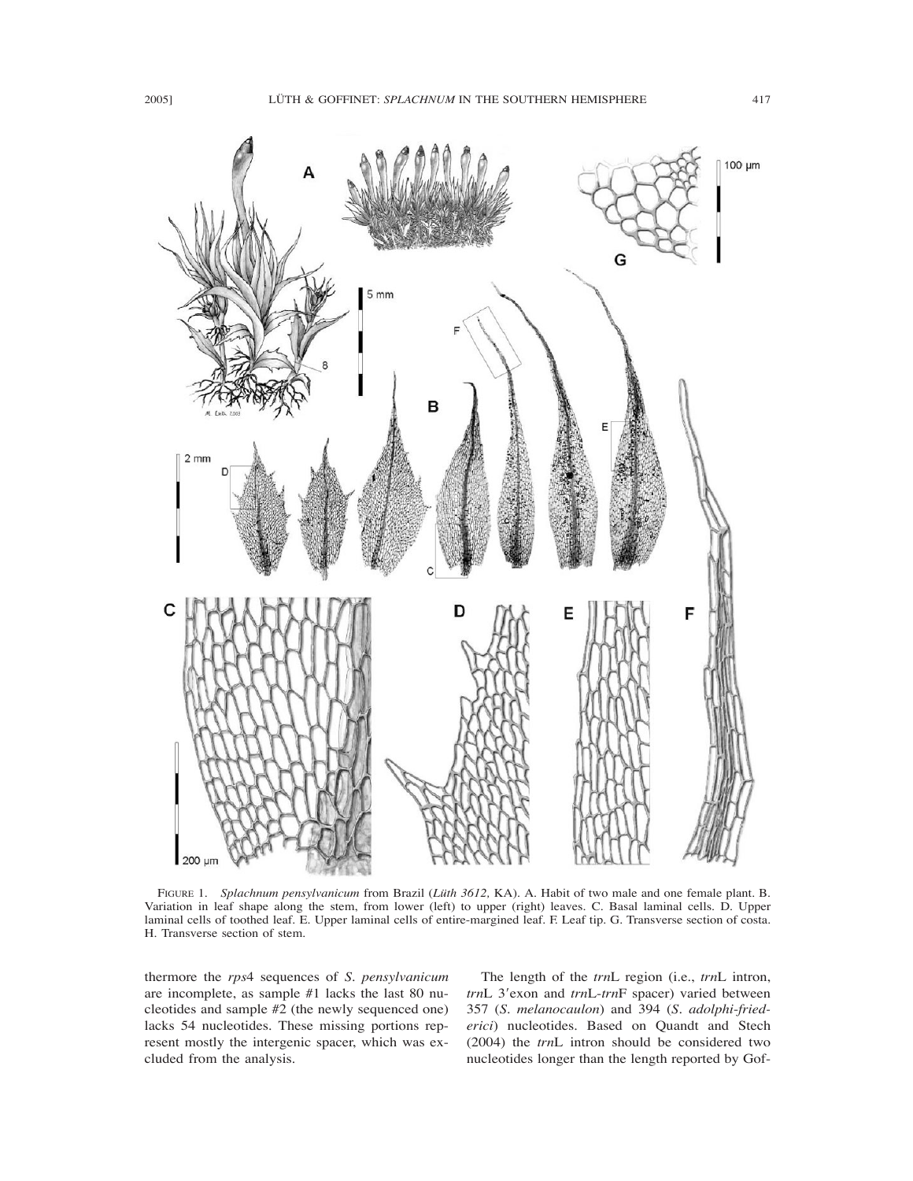FIGURE 1. *Splachnum pensylvanicum* from Brazil (*Lüth 3612*, KA). A. Habit of two male and one female plant. B. Variation in leaf shape along the stem, from lower (left) to upper (right) leaves. C. Basal laminal cells. D. Upper laminal cells of toothed leaf. E. Upper laminal cells of entire-margined leaf. F. Leaf tip. G. Transverse section of costa. H. Transverse section of stem.

thermore the *rps*4 sequences of *S. pensylvanicum* are incomplete, as sample #1 lacks the last 80 nucleotides and sample #2 (the newly sequenced one) lacks 54 nucleotides. These missing portions represent mostly the intergenic spacer, which was excluded from the analysis.

The length of the *trn*L region (i.e., *trn*L intron, *trn*L 3′exon and *trn*L-*trn*F spacer) varied between 357 (*S. melanocaulon*) and 394 (*S. adolphi-friederici*) nucleotides. Based on Quandt and Stech (2004) the *trn*L intron should be considered two nucleotides longer than the length reported by Gof-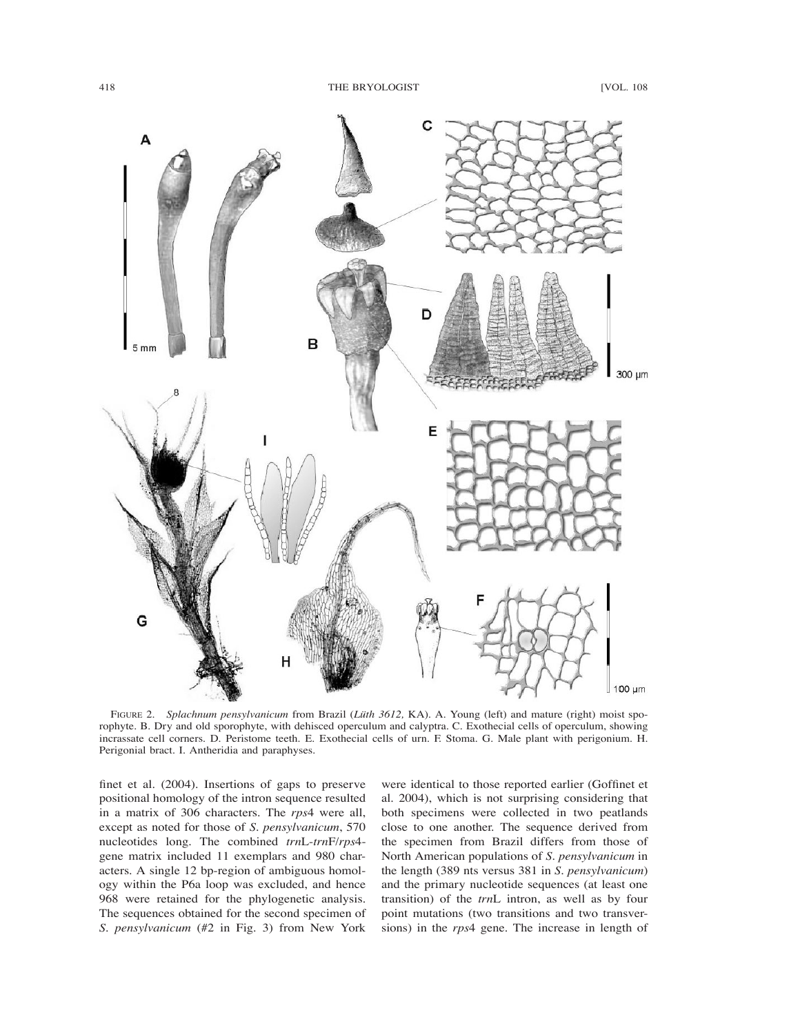FIGURE 2. *Splachnum pensylvanicum* from Brazil (*Lüth 3612*, KA). A. Young (left) and mature (right) moist sporophyte. B. Dry and old sporophyte, with dehisced operculum and calyptra. C. Exothecial cells of operculum, showing incrassate cell corners. D. Peristome teeth. E. Exothecial cells of urn. F. Stoma. G. Male plant with perigonium. H. Perigonial bract. I. Antheridia and paraphyses.

finet et al. (2004). Insertions of gaps to preserve positional homology of the intron sequence resulted in a matrix of 306 characters. The *rps*4 were all, except as noted for those of *S. pensylvanicum*, 570 nucleotides long. The combined *trn*L-*trn*F/*rps*4-gene matrix included 11 exemplars and 980 characters. A single 12 bp-region of ambiguous homology within the P6a loop was excluded, and hence 968 were retained for the phylogenetic analysis. The sequences obtained for the second specimen of *S. pensylvanicum* (#2 in Fig. 3) from New York were identical to those reported earlier (Goffinet et al. 2004), which is not surprising considering that both specimens were collected in two peatlands close to one another. The sequence derived from the specimen from Brazil differs from those of North American populations of *S. pensylvanicum* in the length (389 nts versus 381 in *S. pensylvanicum*) and the primary nucleotide sequences (at least one transition) of the *trn*L intron, as well as by four point mutations (two transitions and two transversions) in the *rps*4 gene. The increase in length of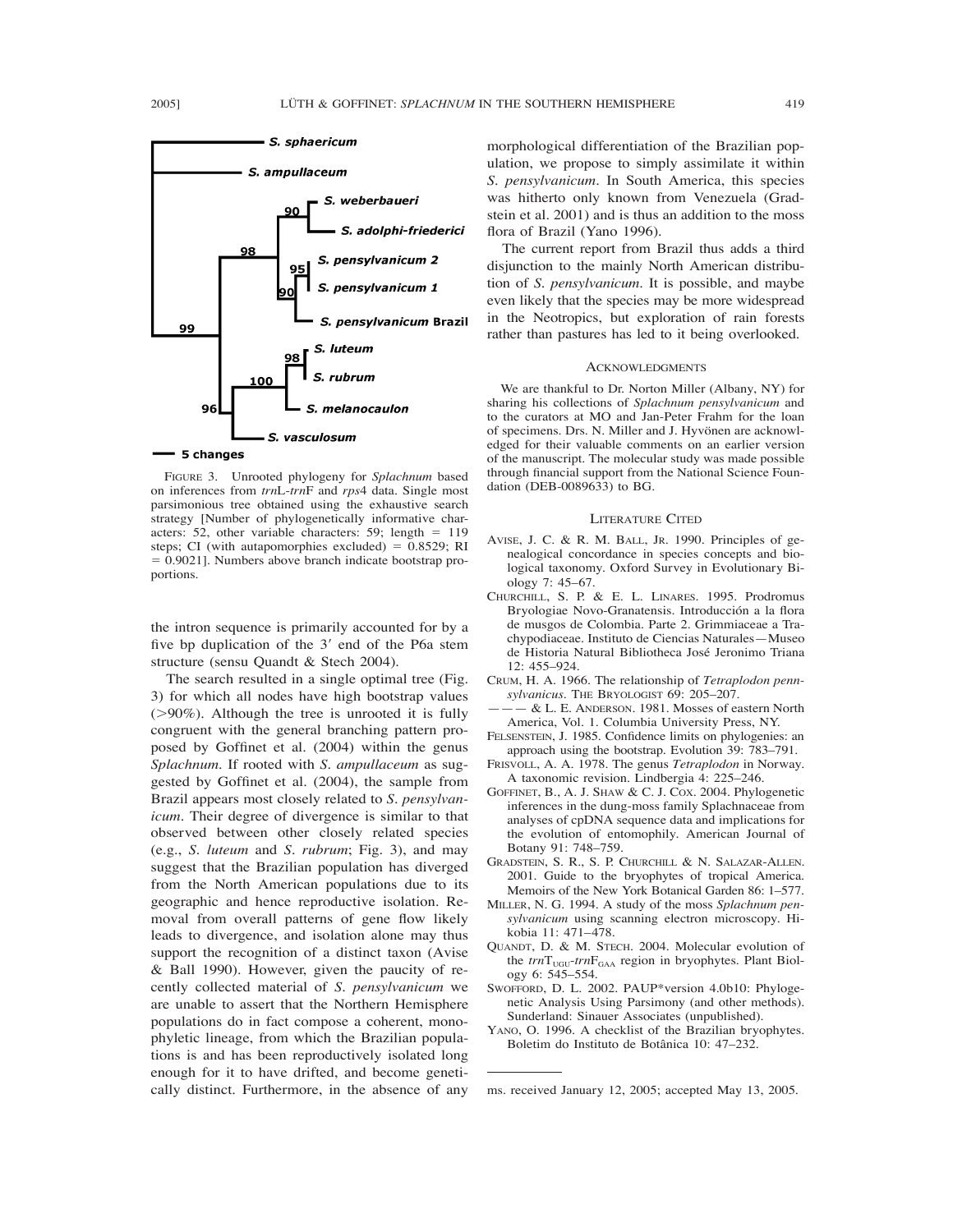S. sphaericum

S. ampullaceum

S. weberbaueri

S. adolphi-friederici

S. pensylvanicum 2

S. pensylvanicum 1

S. pensylvanicum Brazil

S. luteum

S. rubrum

S. melanocaulon

S. vasculosum

90

98

95

90

99

98

100

96

5 changes

FIGURE 3. Unrooted phylogeny for *Splachnum* based on inferences from *trn*L-*trn*F and *rps*4 data. Single most parsimonious tree obtained using the exhaustive search strategy [Number of phylogenetically informative characters: 52, other variable characters: 59; length = 119 steps; CI (with autapomorphies excluded) = 0.8529; RI = 0.9021]. Numbers above branch indicate bootstrap proportions.

the intron sequence is primarily accounted for by a five bp duplication of the 3′ end of the P6a stem structure (sensu Quandt & Stech 2004).

The search resulted in a single optimal tree (Fig. 3) for which all nodes have high bootstrap values (>90%). Although the tree is unrooted it is fully congruent with the general branching pattern proposed by Goffinet et al. (2004) within the genus *Splachnum*. If rooted with *S. ampullaceum* as suggested by Goffinet et al. (2004), the sample from Brazil appears most closely related to *S. pensylvanicum*. Their degree of divergence is similar to that observed between other closely related species (e.g., *S. luteum* and *S. rubrum*; Fig. 3), and may suggest that the Brazilian population has diverged from the North American populations due to its geographic and hence reproductive isolation. Removal from overall patterns of gene flow likely leads to divergence, and isolation alone may thus support the recognition of a distinct taxon (Avise & Ball 1990). However, given the paucity of recently collected material of *S. pensylvanicum* we are unable to assert that the Northern Hemisphere populations do in fact compose a coherent, monophyletic lineage, from which the Brazilian populations is and has been reproductively isolated long enough for it to have drifted, and become genetically distinct. Furthermore, in the absence of any morphological differentiation of the Brazilian population, we propose to simply assimilate it within *S. pensylvanicum*. In South America, this species was hitherto only known from Venezuela (Gradstein et al. 2001) and is thus an addition to the moss flora of Brazil (Yano 1996).

The current report from Brazil thus adds a third disjunction to the mainly North American distribution of *S. pensylvanicum*. It is possible, and maybe even likely that the species may be more widespread in the Neotropics, but exploration of rain forests rather than pastures has led to it being overlooked.

## ACKNOWLEDGMENTS

We are thankful to Dr. Norton Miller (Albany, NY) for sharing his collections of *Splachnum pensylvanicum* and to the curators at MO and Jan-Peter Frahm for the loan of specimens. Drs. N. Miller and J. Hyvönen are acknowledged for their valuable comments on an earlier version of the manuscript. The molecular study was made possible through financial support from the National Science Foundation (DEB-0089633) to BG.

## LITERATURE CITED

AVISE, J. C. & R. M. BALL, JR. 1990. Principles of genealogical concordance in species concepts and biological taxonomy. Oxford Survey in Evolutionary Biology 7: 45–67.

CHURCHILL, S. P. & E. L. LINARES. 1995. Prodromus Bryologiae Novo-Granatensis. Introducción a la flora de musgos de Colombia. Parte 2. Grimmiaceae a Trachypodiaceae. Instituto de Ciencias Naturales—Museo de Historia Natural Bibliotheca José Jeronimo Triana 12: 455–924.

CRUM, H. A. 1966. The relationship of *Tetraplodon pennsylvanicus*. THE BRYOLOGIST 69: 205–207.

——— & L. E. ANDERSON. 1981. Mosses of eastern North America, Vol. 1. Columbia University Press, NY.

FELSENSTEIN, J. 1985. Confidence limits on phylogenies: an approach using the bootstrap. Evolution 39: 783–791.

FRISVOLL, A. A. 1978. The genus *Tetraplodon* in Norway. A taxonomic revision. Lindbergia 4: 225–246.

GOFFINET, B., A. J. SHAW & C. J. COX. 2004. Phylogenetic inferences in the dung-moss family Splachnaceae from analyses of cpDNA sequence data and implications for the evolution of entomophily. American Journal of Botany 91: 748–759.

GRADSTEIN, S. R., S. P. CHURCHILL & N. SALAZAR-ALLEN. 2001. Guide to the bryophytes of tropical America. Memoirs of the New York Botanical Garden 86: 1–577.

MILLER, N. G. 1994. A study of the moss *Splachnum pensylvanicum* using scanning electron microscopy. Hikobia 11: 471–478.

QUANDT, D. & M. STECH. 2004. Molecular evolution of the *trn*$T_{UGU}$-*trn*$F_{GAA}$ region in bryophytes. Plant Biology 6: 545–554.

SWOFFORD, D. L. 2002. PAUP*version 4.0b10: Phylogenetic Analysis Using Parsimony (and other methods). Sunderland: Sinauer Associates (unpublished).

YANO, O. 1996. A checklist of the Brazilian bryophytes. Boletim do Instituto de Botânica 10: 47–232.

ms. received January 12, 2005; accepted May 13, 2005.